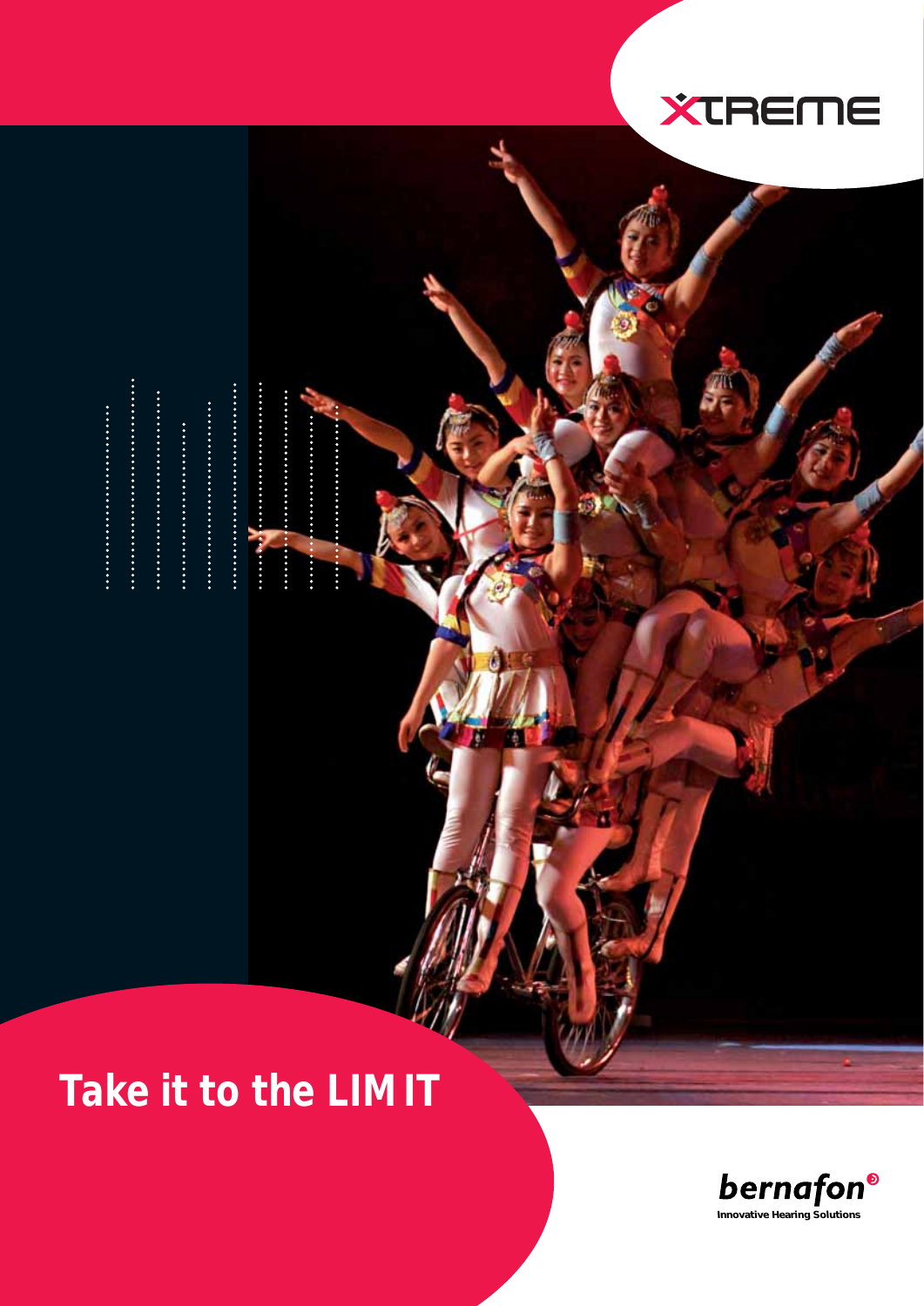XTREME

# Take it to the LIMIT

bernafon®
Innovative Hearing Solutions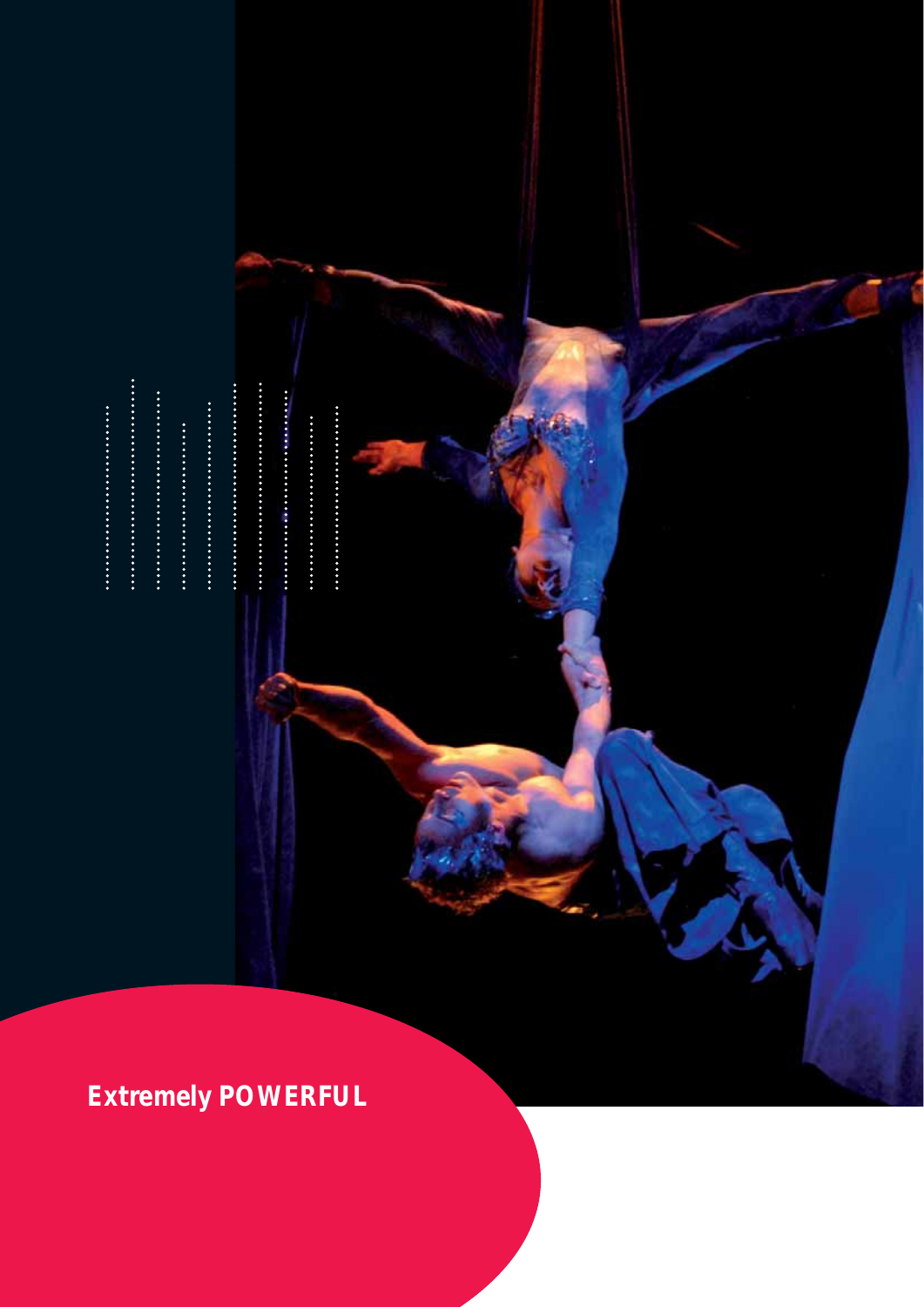Extremely POWERFUL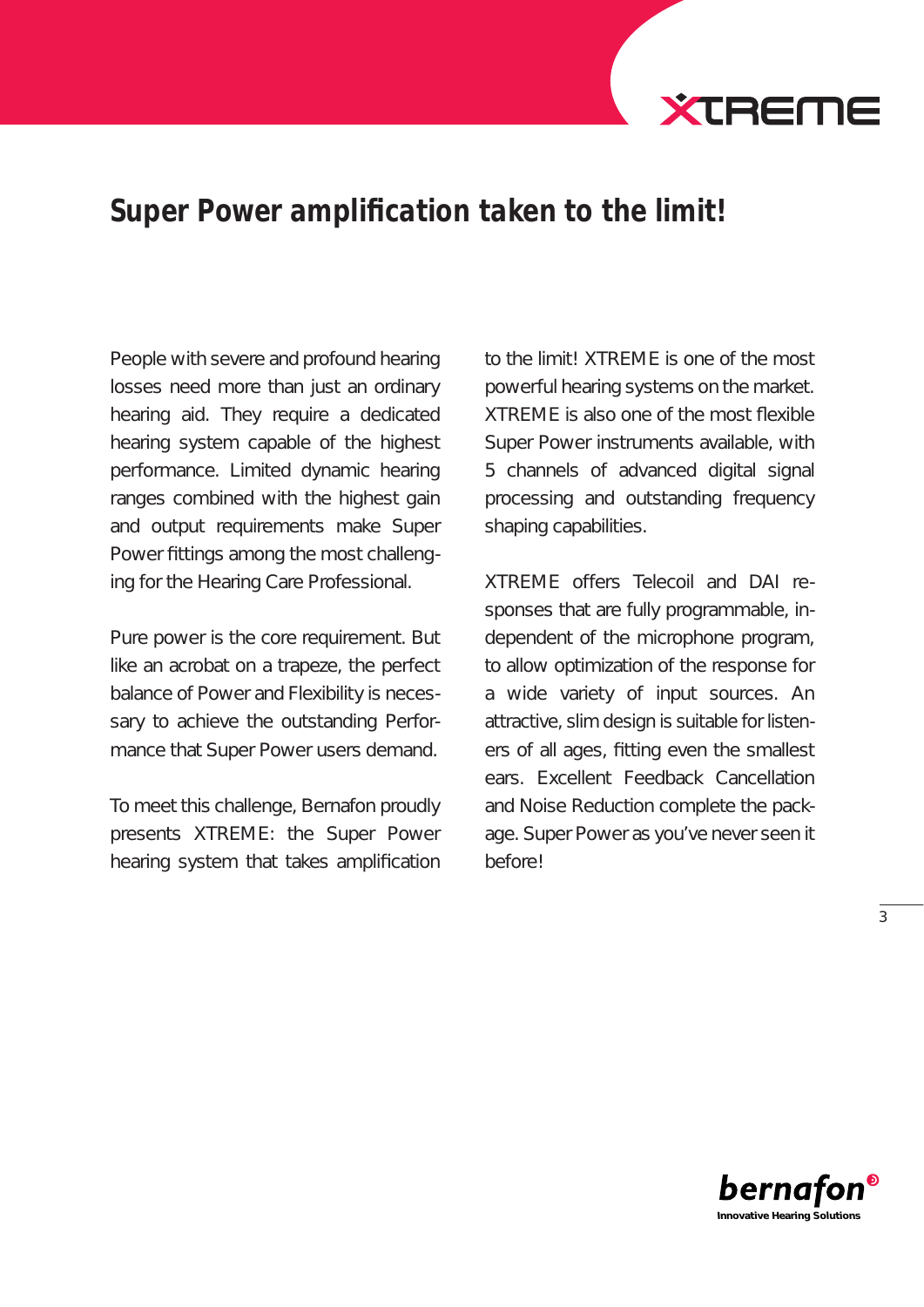# Super Power amplification taken to the limit!

People with severe and profound hearing losses need more than just an ordinary hearing aid. They require a dedicated hearing system capable of the highest performance. Limited dynamic hearing ranges combined with the highest gain and output requirements make Super Power fittings among the most challenging for the Hearing Care Professional.

Pure power is the core requirement. But like an acrobat on a trapeze, the perfect balance of Power and Flexibility is necessary to achieve the outstanding Performance that Super Power users demand.

To meet this challenge, Bernafon proudly presents XTREME: the Super Power hearing system that takes amplification to the limit! XTREME is one of the most powerful hearing systems on the market. XTREME is also one of the most flexible Super Power instruments available, with 5 channels of advanced digital signal processing and outstanding frequency shaping capabilities.

XTREME offers Telecoil and DAI responses that are fully programmable, independent of the microphone program, to allow optimization of the response for a wide variety of input sources. An attractive, slim design is suitable for listeners of all ages, fitting even the smallest ears. Excellent Feedback Cancellation and Noise Reduction complete the package. Super Power as you've never seen it before!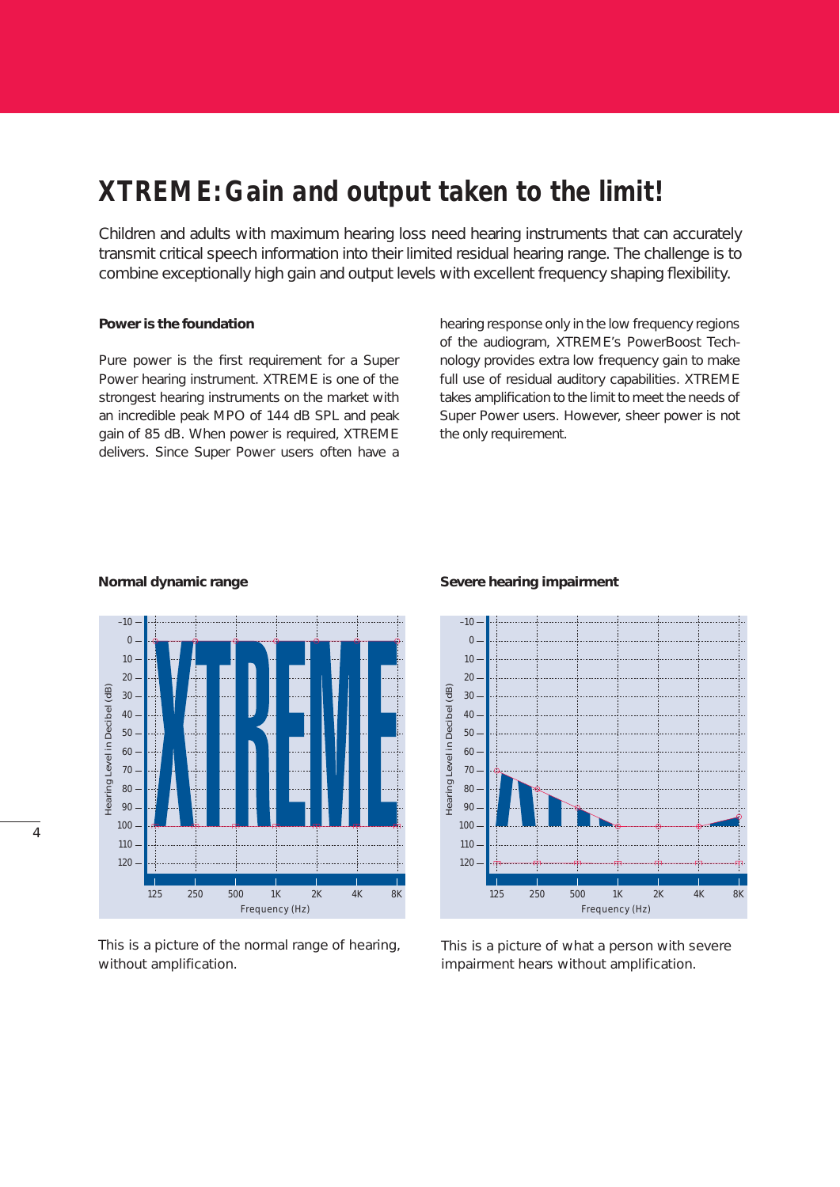# XTREME: Gain and output taken to the limit!

Children and adults with maximum hearing loss need hearing instruments that can accurately transmit critical speech information into their limited residual hearing range. The challenge is to combine exceptionally high gain and output levels with excellent frequency shaping flexibility.

**Power is the foundation**

Pure power is the first requirement for a Super Power hearing instrument. XTREME is one of the strongest hearing instruments on the market with an incredible peak MPO of 144 dB SPL and peak gain of 85 dB. When power is required, XTREME delivers. Since Super Power users often have a hearing response only in the low frequency regions of the audiogram, XTREME's PowerBoost Technology provides extra low frequency gain to make full use of residual auditory capabilities. XTREME takes amplification to the limit to meet the needs of Super Power users. However, sheer power is not the only requirement.

**Normal dynamic range**

This is a picture of the normal range of hearing, without amplification.

**Severe hearing impairment**

This is a picture of what a person with severe impairment hears without amplification.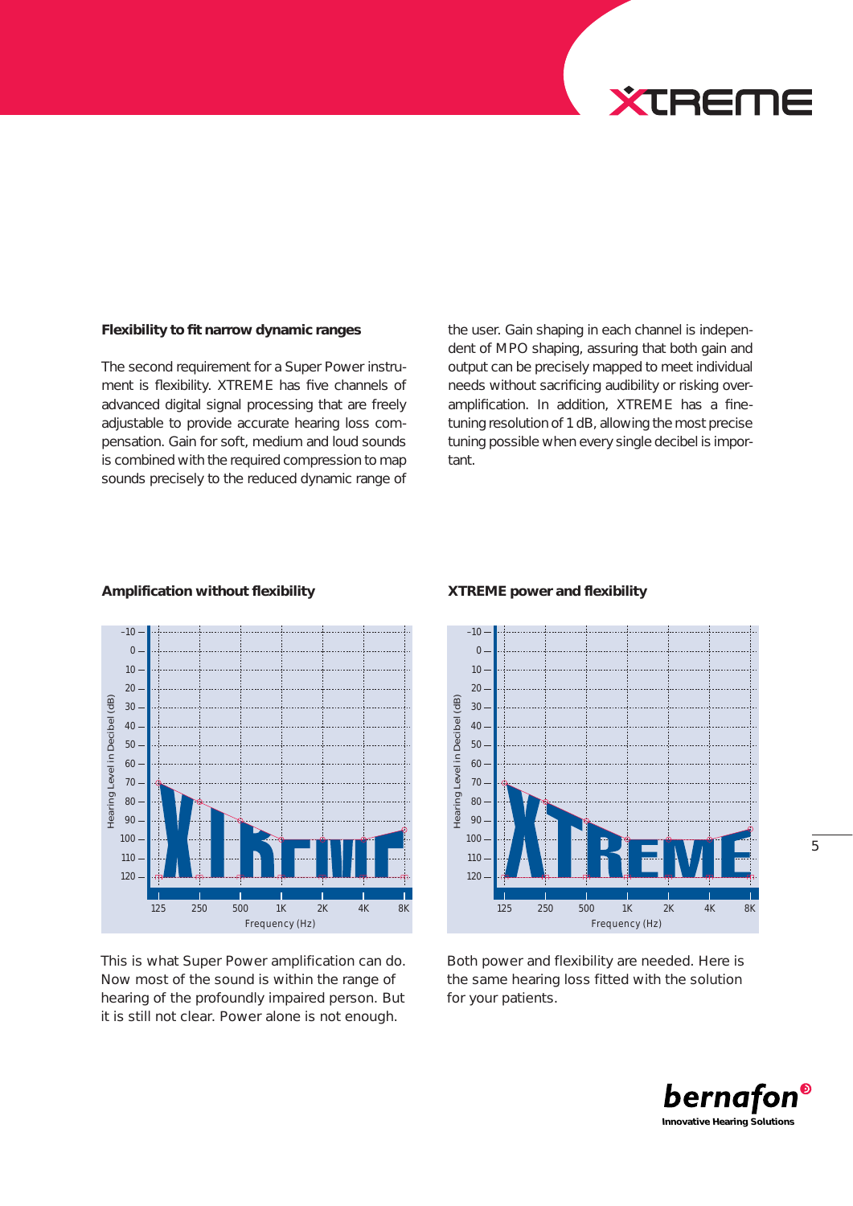### Flexibility to fit narrow dynamic ranges

The second requirement for a Super Power instrument is flexibility. XTREME has five channels of advanced digital signal processing that are freely adjustable to provide accurate hearing loss compensation. Gain for soft, medium and loud sounds is combined with the required compression to map sounds precisely to the reduced dynamic range of the user. Gain shaping in each channel is independent of MPO shaping, assuring that both gain and output can be precisely mapped to meet individual needs without sacrificing audibility or risking overamplification. In addition, XTREME has a fine-tuning resolution of 1 dB, allowing the most precise tuning possible when every single decibel is important.

### Amplification without flexibility

This is what Super Power amplification can do. Now most of the sound is within the range of hearing of the profoundly impaired person. But it is still not clear. Power alone is not enough.

### XTREME power and flexibility

Both power and flexibility are needed. Here is the same hearing loss fitted with the solution for your patients.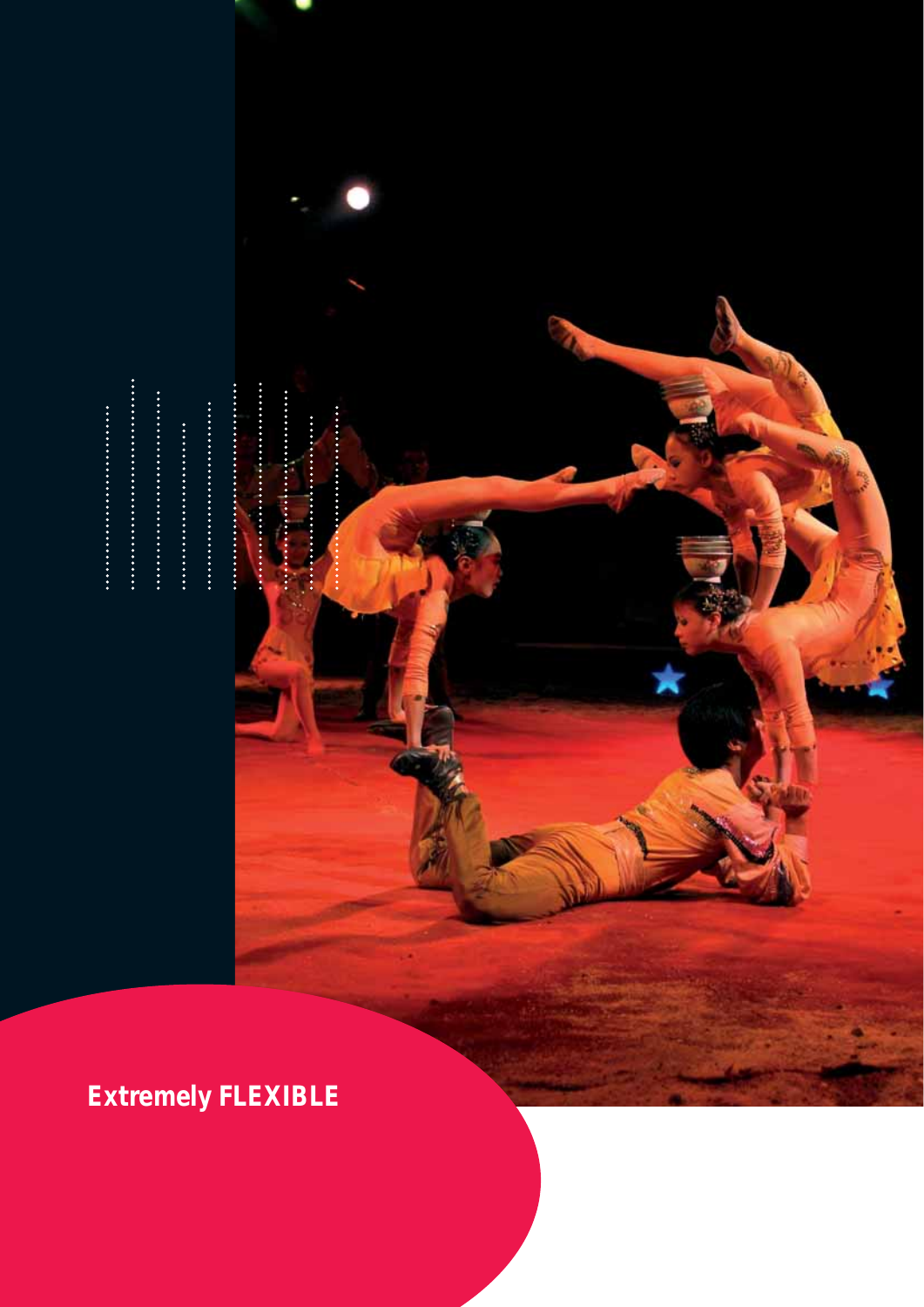**Extremely FLEXIBLE**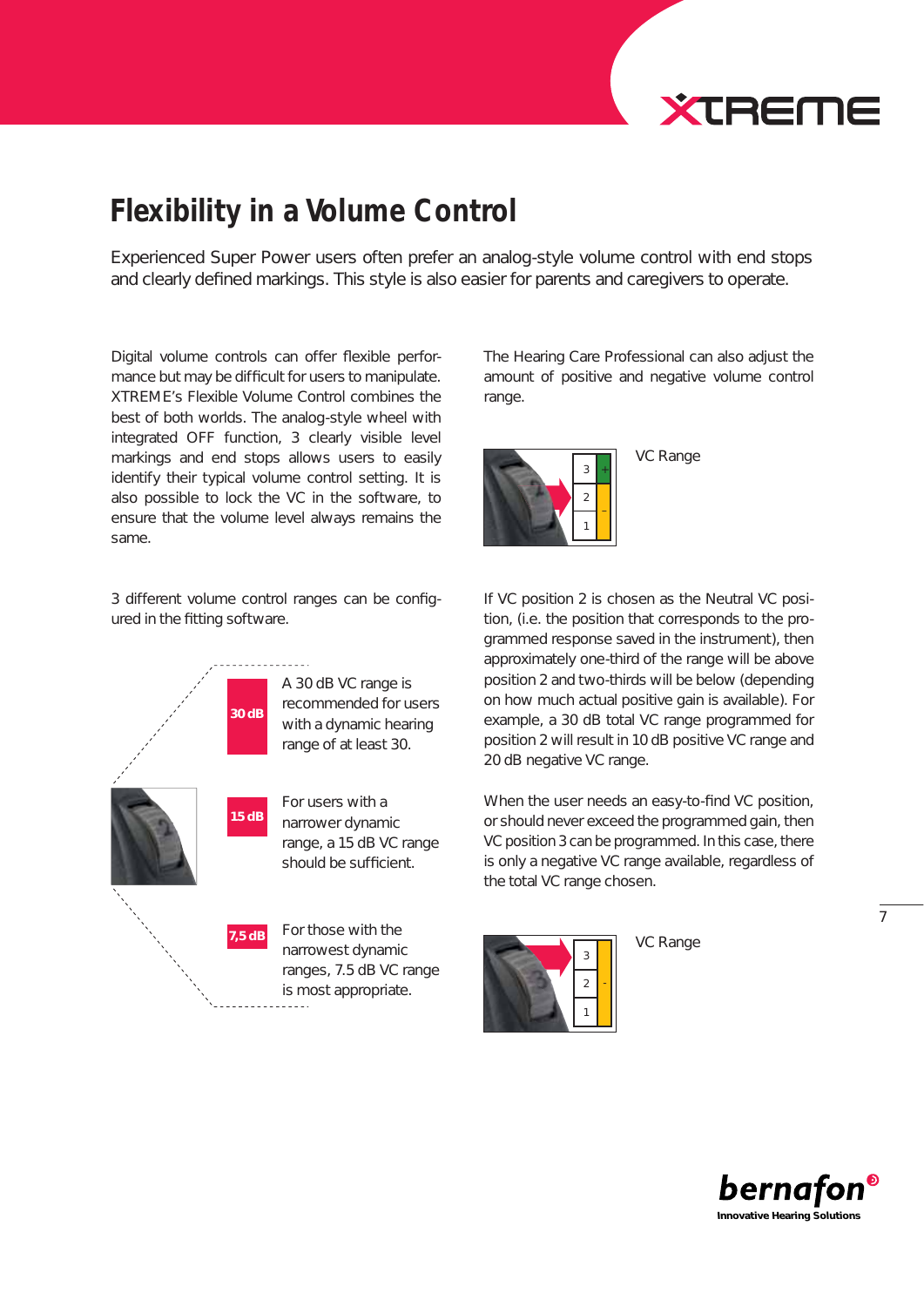# Flexibility in a Volume Control

Experienced Super Power users often prefer an analog-style volume control with end stops and clearly defined markings. This style is also easier for parents and caregivers to operate.

Digital volume controls can offer flexible performance but may be difficult for users to manipulate. XTREME's Flexible Volume Control combines the best of both worlds. The analog-style wheel with integrated OFF function, 3 clearly visible level markings and end stops allows users to easily identify their typical volume control setting. It is also possible to lock the VC in the software, to ensure that the volume level always remains the same.

3 different volume control ranges can be configured in the fitting software.

**30 dB** A 30 dB VC range is recommended for users with a dynamic hearing range of at least 30.

**15 dB** For users with a narrower dynamic range, a 15 dB VC range should be sufficient.

**7,5 dB** For those with the narrowest dynamic ranges, 7.5 dB VC range is most appropriate.

The Hearing Care Professional can also adjust the amount of positive and negative volume control range.

VC Range

If VC position 2 is chosen as the Neutral VC position, (i.e. the position that corresponds to the programmed response saved in the instrument), then approximately one-third of the range will be above position 2 and two-thirds will be below (depending on how much actual positive gain is available). For example, a 30 dB total VC range programmed for position 2 will result in 10 dB positive VC range and 20 dB negative VC range.

When the user needs an easy-to-find VC position, or should never exceed the programmed gain, then VC position 3 can be programmed. In this case, there is only a negative VC range available, regardless of the total VC range chosen.

VC Range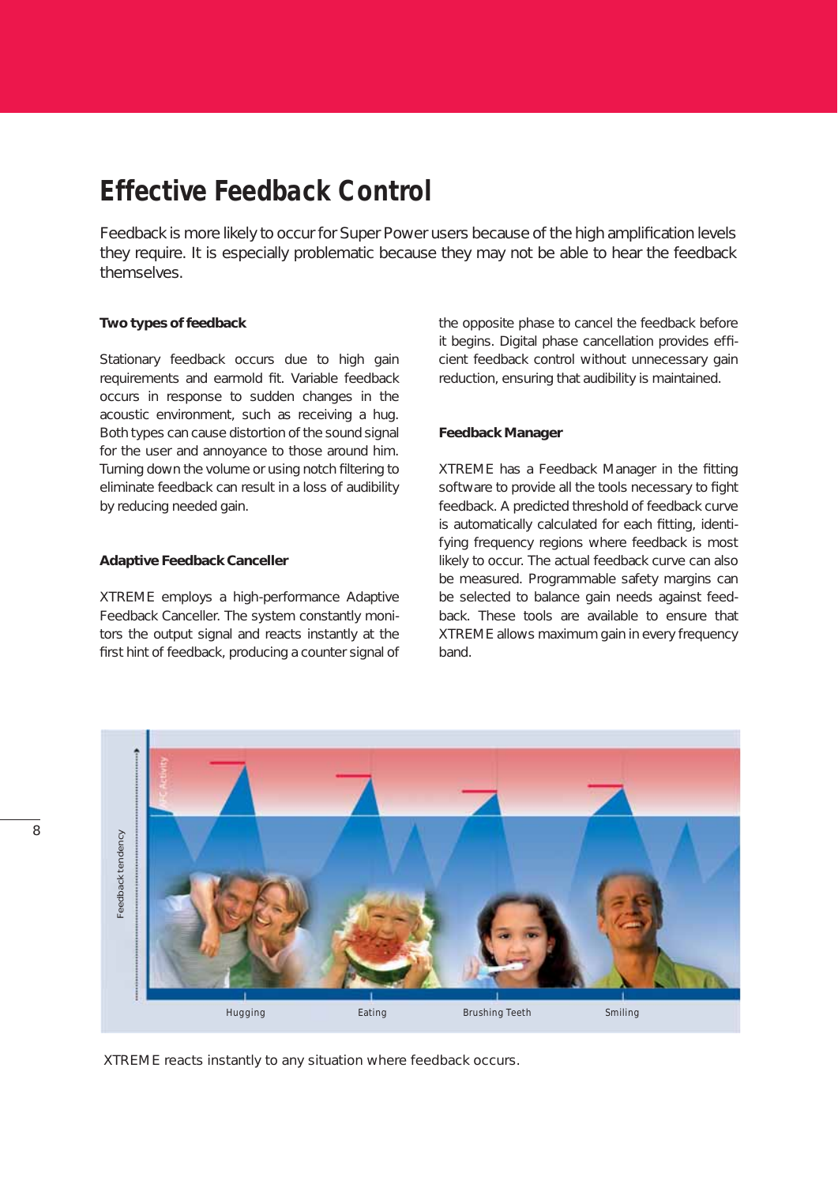# Effective Feedback Control

Feedback is more likely to occur for Super Power users because of the high amplification levels they require. It is especially problematic because they may not be able to hear the feedback themselves.

**Two types of feedback**

Stationary feedback occurs due to high gain requirements and earmold fit. Variable feedback occurs in response to sudden changes in the acoustic environment, such as receiving a hug. Both types can cause distortion of the sound signal for the user and annoyance to those around him. Turning down the volume or using notch filtering to eliminate feedback can result in a loss of audibility by reducing needed gain.

**Adaptive Feedback Canceller**

XTREME employs a high-performance Adaptive Feedback Canceller. The system constantly monitors the output signal and reacts instantly at the first hint of feedback, producing a counter signal of the opposite phase to cancel the feedback before it begins. Digital phase cancellation provides efficient feedback control without unnecessary gain reduction, ensuring that audibility is maintained.

**Feedback Manager**

XTREME has a Feedback Manager in the fitting software to provide all the tools necessary to fight feedback. A predicted threshold of feedback curve is automatically calculated for each fitting, identifying frequency regions where feedback is most likely to occur. The actual feedback curve can also be measured. Programmable safety margins can be selected to balance gain needs against feedback. These tools are available to ensure that XTREME allows maximum gain in every frequency band.

XTREME reacts instantly to any situation where feedback occurs.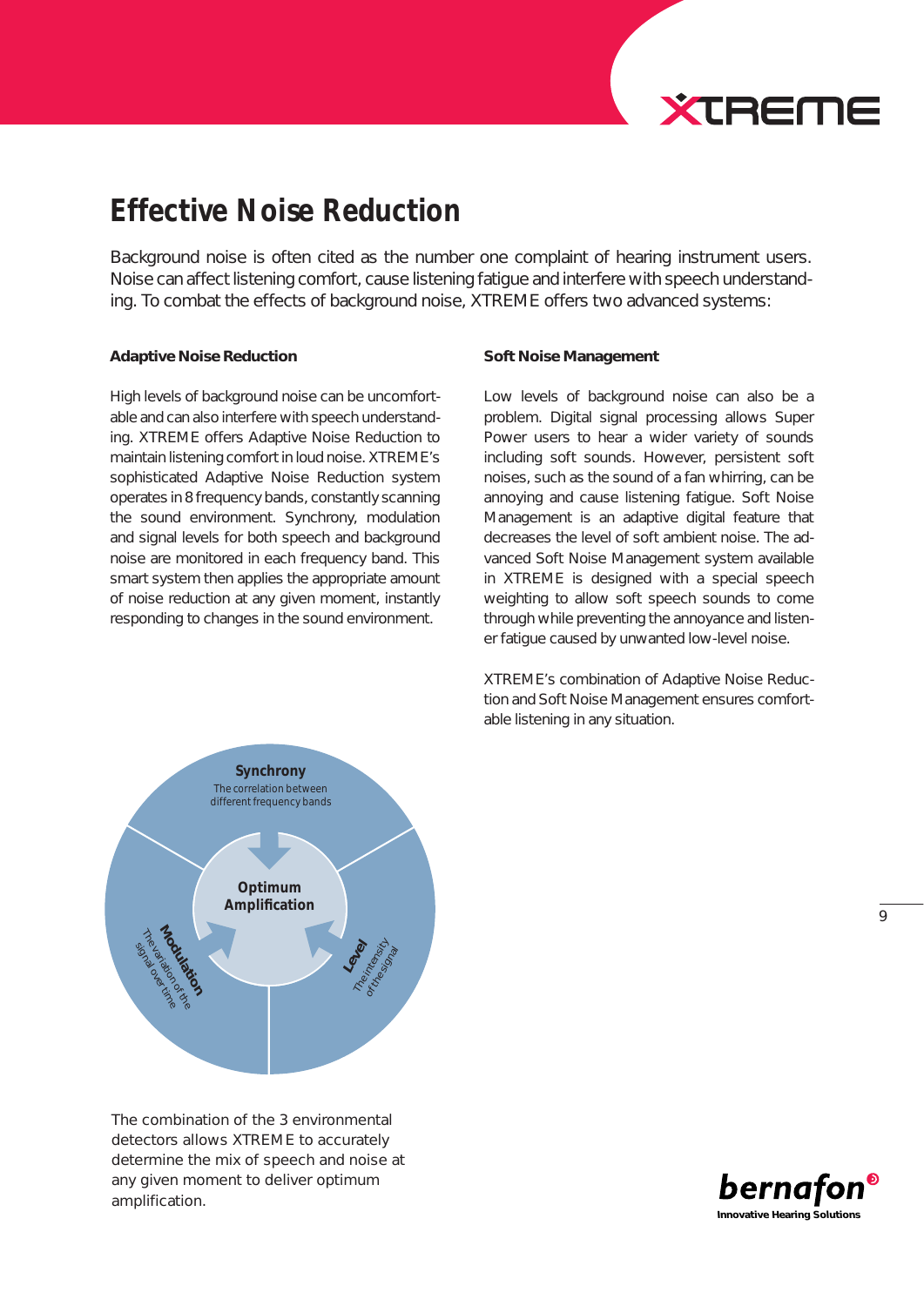# Effective Noise Reduction

Background noise is often cited as the number one complaint of hearing instrument users. Noise can affect listening comfort, cause listening fatigue and interfere with speech understanding. To combat the effects of background noise, XTREME offers two advanced systems:

**Adaptive Noise Reduction**

High levels of background noise can be uncomfortable and can also interfere with speech understanding. XTREME offers Adaptive Noise Reduction to maintain listening comfort in loud noise. XTREME's sophisticated Adaptive Noise Reduction system operates in 8 frequency bands, constantly scanning the sound environment. Synchrony, modulation and signal levels for both speech and background noise are monitored in each frequency band. This smart system then applies the appropriate amount of noise reduction at any given moment, instantly responding to changes in the sound environment.

**Soft Noise Management**

Low levels of background noise can also be a problem. Digital signal processing allows Super Power users to hear a wider variety of sounds including soft sounds. However, persistent soft noises, such as the sound of a fan whirring, can be annoying and cause listening fatigue. Soft Noise Management is an adaptive digital feature that decreases the level of soft ambient noise. The advanced Soft Noise Management system available in XTREME is designed with a special speech weighting to allow soft speech sounds to come through while preventing the annoyance and listener fatigue caused by unwanted low-level noise.

XTREME's combination of Adaptive Noise Reduction and Soft Noise Management ensures comfortable listening in any situation.

**Synchrony** – The correlation between different frequency bands

**Modulation** – The variation of the signal over time

**Level** – The intensity of the signal

**Optimum Amplification**

The combination of the 3 environmental detectors allows XTREME to accurately determine the mix of speech and noise at any given moment to deliver optimum amplification.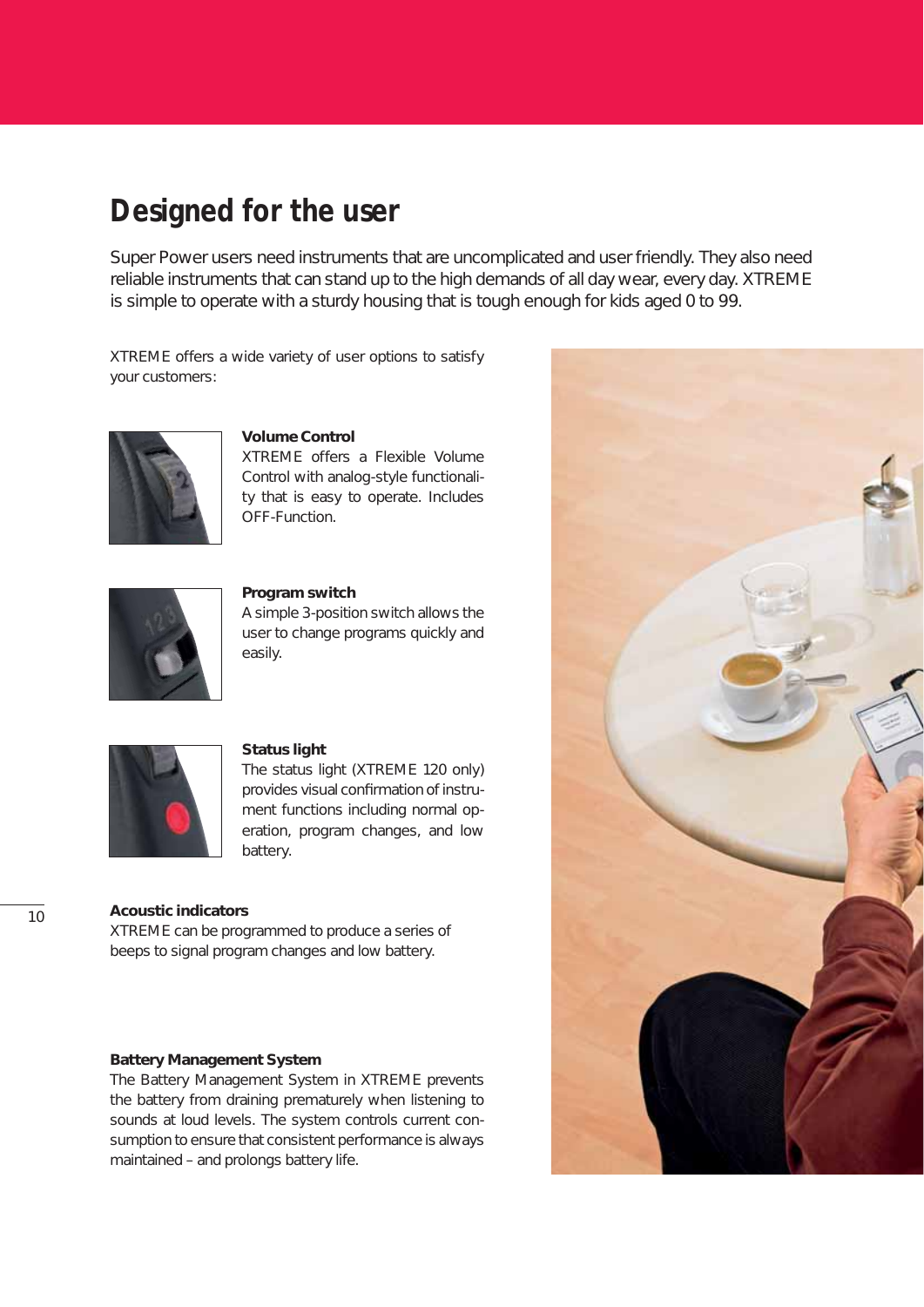# Designed for the user

Super Power users need instruments that are uncomplicated and user friendly. They also need reliable instruments that can stand up to the high demands of all day wear, every day. XTREME is simple to operate with a sturdy housing that is tough enough for kids aged 0 to 99.

XTREME offers a wide variety of user options to satisfy your customers:

**Volume Control**
XTREME offers a Flexible Volume Control with analog-style functionality that is easy to operate. Includes OFF-Function.

**Program switch**
A simple 3-position switch allows the user to change programs quickly and easily.

**Status light**
The status light (XTREME 120 only) provides visual confirmation of instrument functions including normal operation, program changes, and low battery.

**Acoustic indicators**
XTREME can be programmed to produce a series of beeps to signal program changes and low battery.

**Battery Management System**
The Battery Management System in XTREME prevents the battery from draining prematurely when listening to sounds at loud levels. The system controls current consumption to ensure that consistent performance is always maintained – and prolongs battery life.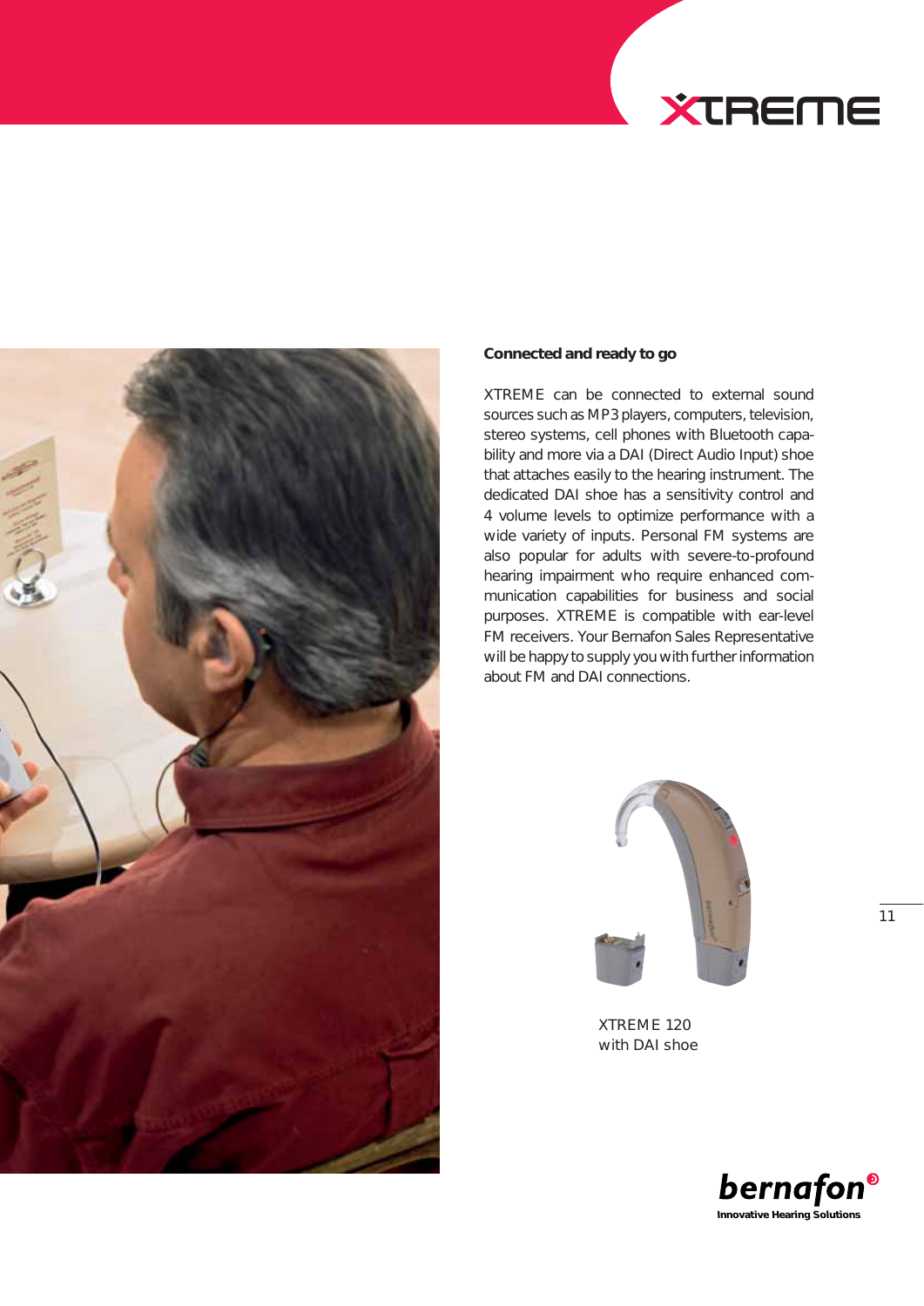## Connected and ready to go

XTREME can be connected to external sound sources such as MP3 players, computers, television, stereo systems, cell phones with Bluetooth capability and more via a DAI (Direct Audio Input) shoe that attaches easily to the hearing instrument. The dedicated DAI shoe has a sensitivity control and 4 volume levels to optimize performance with a wide variety of inputs. Personal FM systems are also popular for adults with severe-to-profound hearing impairment who require enhanced communication capabilities for business and social purposes. XTREME is compatible with ear-level FM receivers. Your Bernafon Sales Representative will be happy to supply you with further information about FM and DAI connections.

XTREME 120
with DAI shoe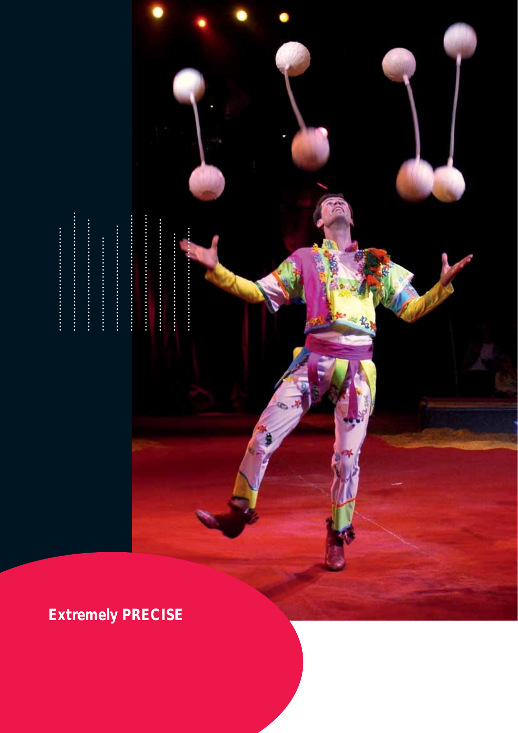**Extremely PRECISE**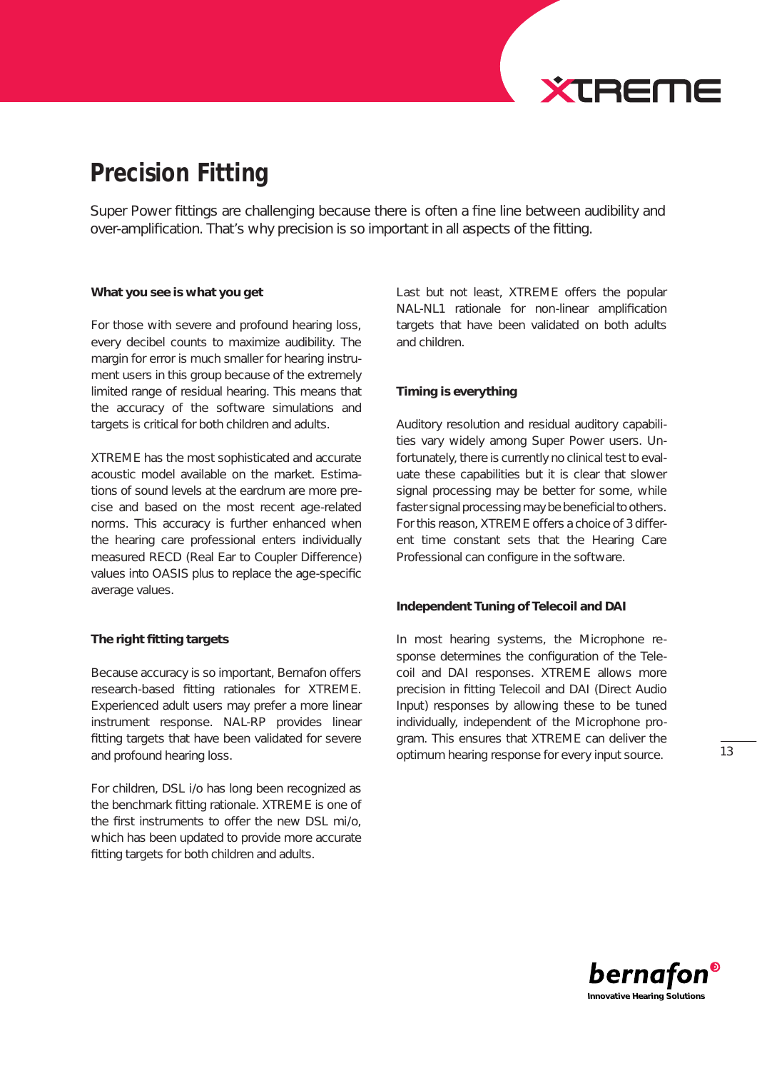# Precision Fitting

Super Power fittings are challenging because there is often a fine line between audibility and over-amplification. That's why precision is so important in all aspects of the fitting.

**What you see is what you get**

For those with severe and profound hearing loss, every decibel counts to maximize audibility. The margin for error is much smaller for hearing instrument users in this group because of the extremely limited range of residual hearing. This means that the accuracy of the software simulations and targets is critical for both children and adults.

XTREME has the most sophisticated and accurate acoustic model available on the market. Estimations of sound levels at the eardrum are more precise and based on the most recent age-related norms. This accuracy is further enhanced when the hearing care professional enters individually measured RECD (Real Ear to Coupler Difference) values into OASIS plus to replace the age-specific average values.

**The right fitting targets**

Because accuracy is so important, Bernafon offers research-based fitting rationales for XTREME. Experienced adult users may prefer a more linear instrument response. NAL-RP provides linear fitting targets that have been validated for severe and profound hearing loss.

For children, DSL i/o has long been recognized as the benchmark fitting rationale. XTREME is one of the first instruments to offer the new DSL mi/o, which has been updated to provide more accurate fitting targets for both children and adults.

Last but not least, XTREME offers the popular NAL-NL1 rationale for non-linear amplification targets that have been validated on both adults and children.

**Timing is everything**

Auditory resolution and residual auditory capabilities vary widely among Super Power users. Unfortunately, there is currently no clinical test to evaluate these capabilities but it is clear that slower signal processing may be better for some, while faster signal processing may be beneficial to others. For this reason, XTREME offers a choice of 3 different time constant sets that the Hearing Care Professional can configure in the software.

**Independent Tuning of Telecoil and DAI**

In most hearing systems, the Microphone response determines the configuration of the Telecoil and DAI responses. XTREME allows more precision in fitting Telecoil and DAI (Direct Audio Input) responses by allowing these to be tuned individually, independent of the Microphone program. This ensures that XTREME can deliver the optimum hearing response for every input source.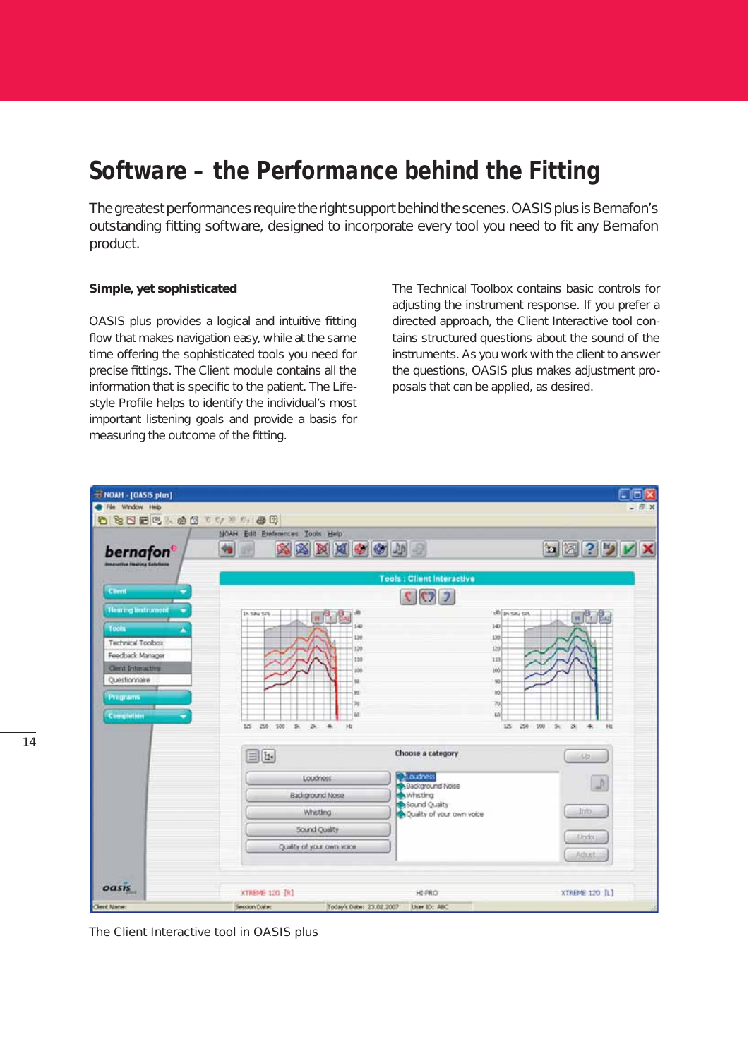# Software – the Performance behind the Fitting

The greatest performances require the right support behind the scenes. OASIS plus is Bernafon's outstanding fitting software, designed to incorporate every tool you need to fit any Bernafon product.

**Simple, yet sophisticated**

OASIS plus provides a logical and intuitive fitting flow that makes navigation easy, while at the same time offering the sophisticated tools you need for precise fittings. The Client module contains all the information that is specific to the patient. The Lifestyle Profile helps to identify the individual's most important listening goals and provide a basis for measuring the outcome of the fitting.

The Technical Toolbox contains basic controls for adjusting the instrument response. If you prefer a directed approach, the Client Interactive tool contains structured questions about the sound of the instruments. As you work with the client to answer the questions, OASIS plus makes adjustment proposals that can be applied, as desired.

The Client Interactive tool in OASIS plus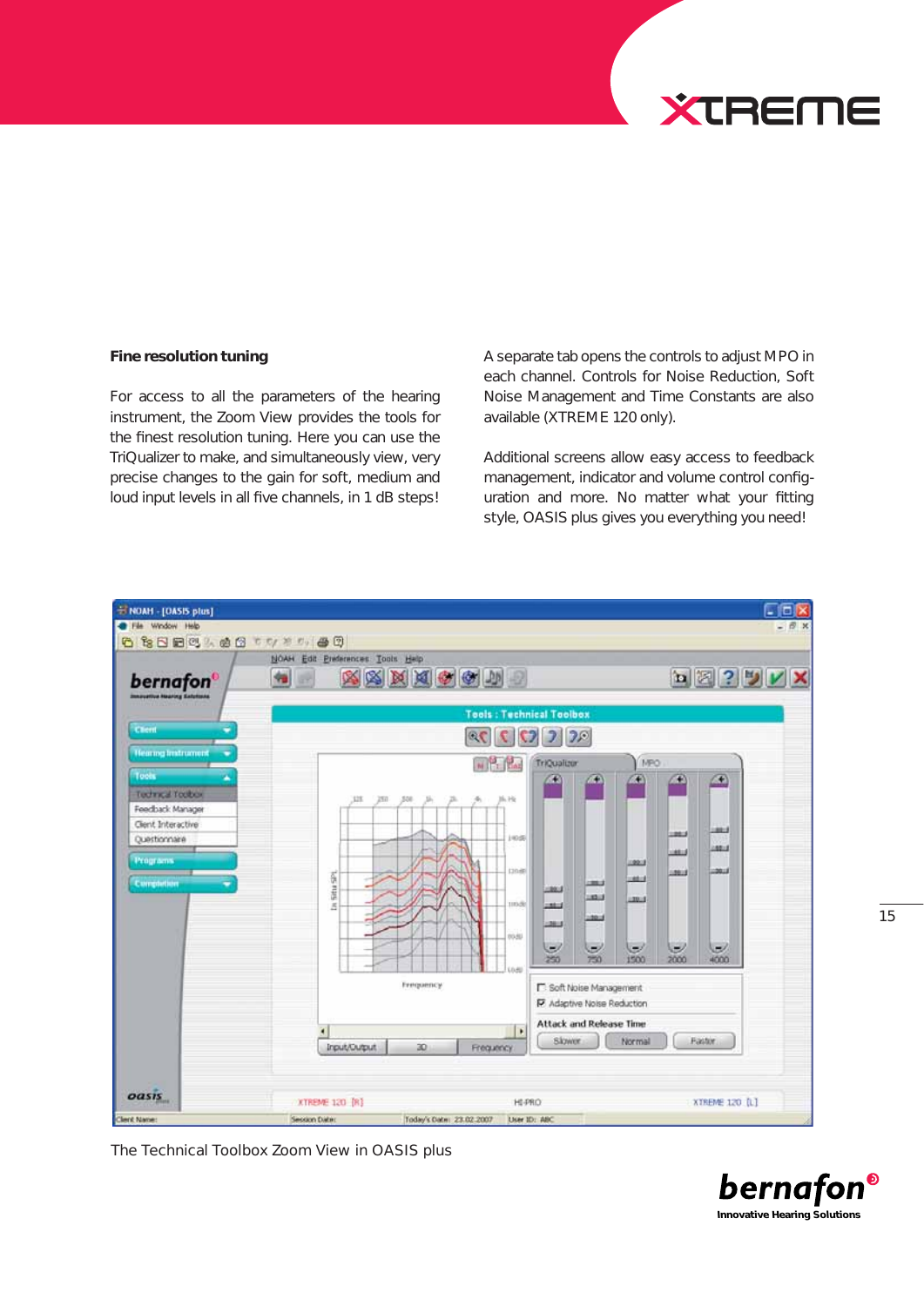### Fine resolution tuning

For access to all the parameters of the hearing instrument, the Zoom View provides the tools for the finest resolution tuning. Here you can use the TriQualizer to make, and simultaneously view, very precise changes to the gain for soft, medium and loud input levels in all five channels, in 1 dB steps!

A separate tab opens the controls to adjust MPO in each channel. Controls for Noise Reduction, Soft Noise Management and Time Constants are also available (XTREME 120 only).

Additional screens allow easy access to feedback management, indicator and volume control configuration and more. No matter what your fitting style, OASIS plus gives you everything you need!

The Technical Toolbox Zoom View in OASIS plus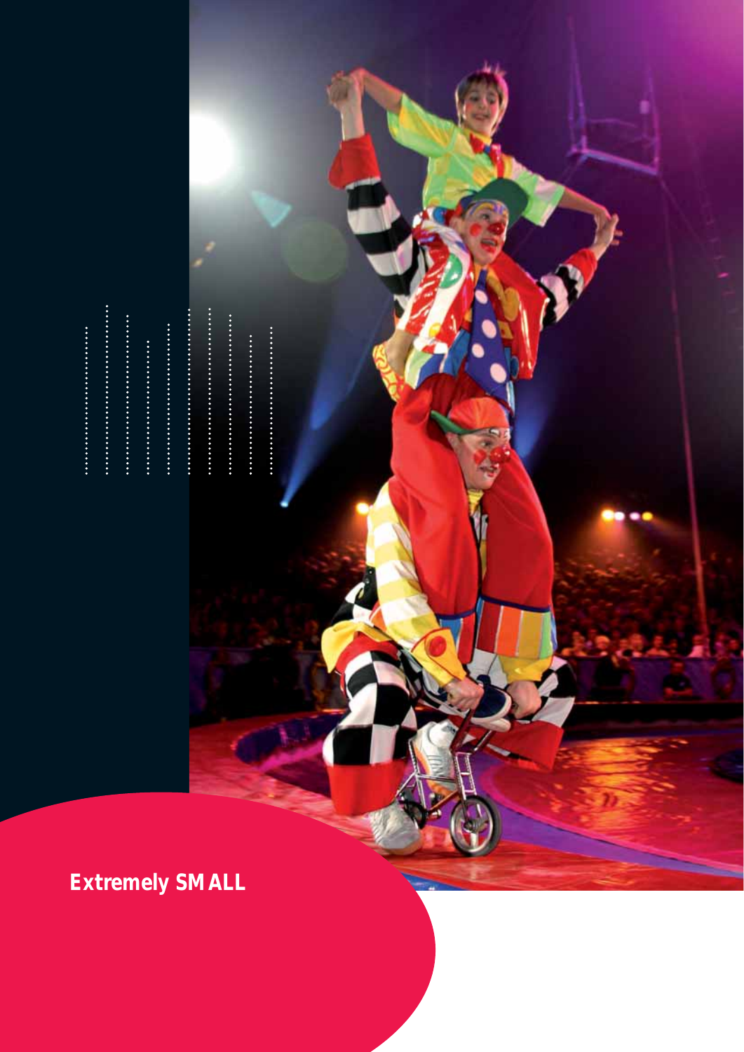**Extremely SMALL**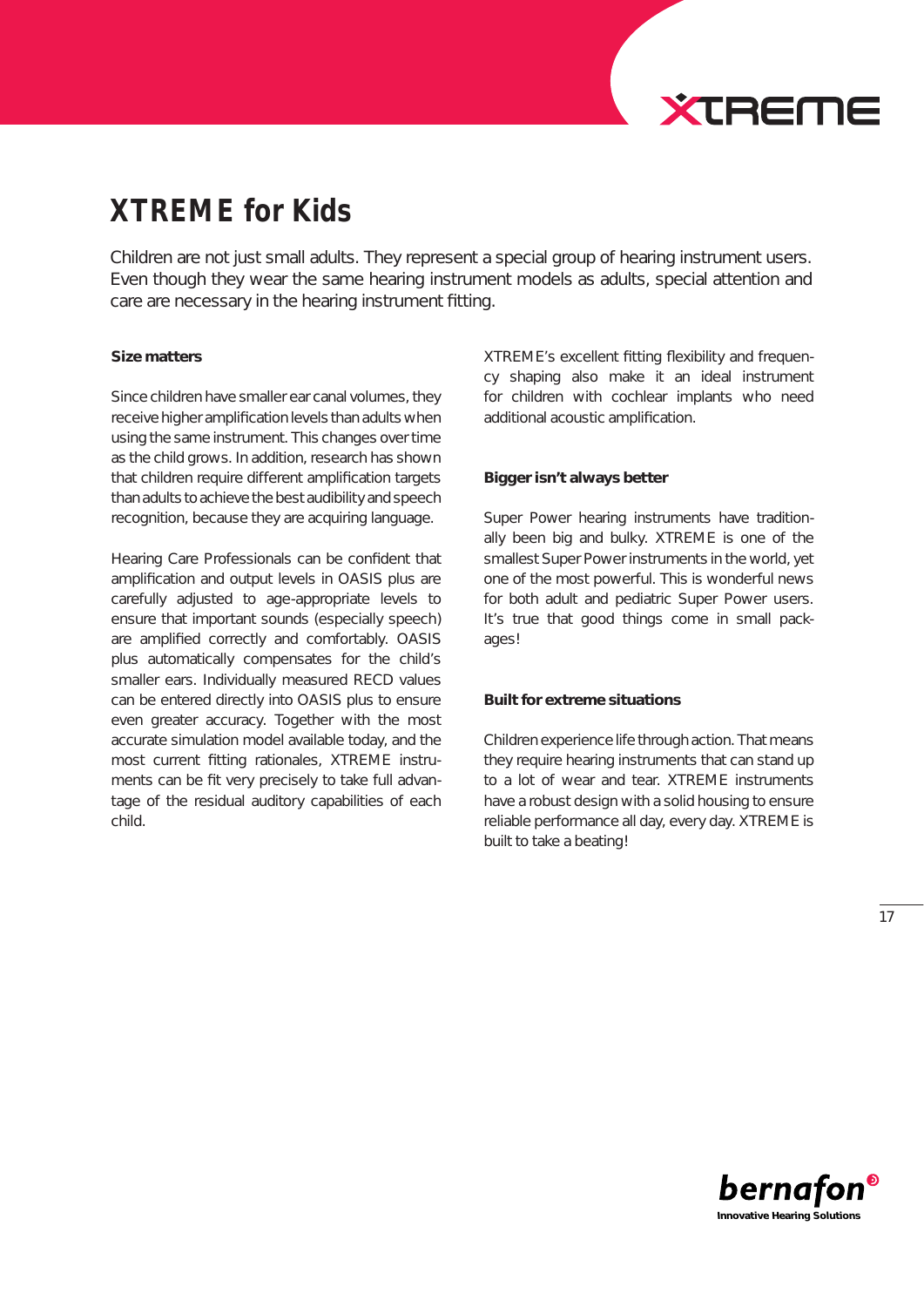# XTREME for Kids

Children are not just small adults. They represent a special group of hearing instrument users. Even though they wear the same hearing instrument models as adults, special attention and care are necessary in the hearing instrument fitting.

**Size matters**

Since children have smaller ear canal volumes, they receive higher amplification levels than adults when using the same instrument. This changes over time as the child grows. In addition, research has shown that children require different amplification targets than adults to achieve the best audibility and speech recognition, because they are acquiring language.

Hearing Care Professionals can be confident that amplification and output levels in OASIS plus are carefully adjusted to age-appropriate levels to ensure that important sounds (especially speech) are amplified correctly and comfortably. OASIS plus automatically compensates for the child's smaller ears. Individually measured RECD values can be entered directly into OASIS plus to ensure even greater accuracy. Together with the most accurate simulation model available today, and the most current fitting rationales, XTREME instruments can be fit very precisely to take full advantage of the residual auditory capabilities of each child.

XTREME's excellent fitting flexibility and frequency shaping also make it an ideal instrument for children with cochlear implants who need additional acoustic amplification.

**Bigger isn't always better**

Super Power hearing instruments have traditionally been big and bulky. XTREME is one of the smallest Super Power instruments in the world, yet one of the most powerful. This is wonderful news for both adult and pediatric Super Power users. It's true that good things come in small packages!

**Built for extreme situations**

Children experience life through action. That means they require hearing instruments that can stand up to a lot of wear and tear. XTREME instruments have a robust design with a solid housing to ensure reliable performance all day, every day. XTREME is built to take a beating!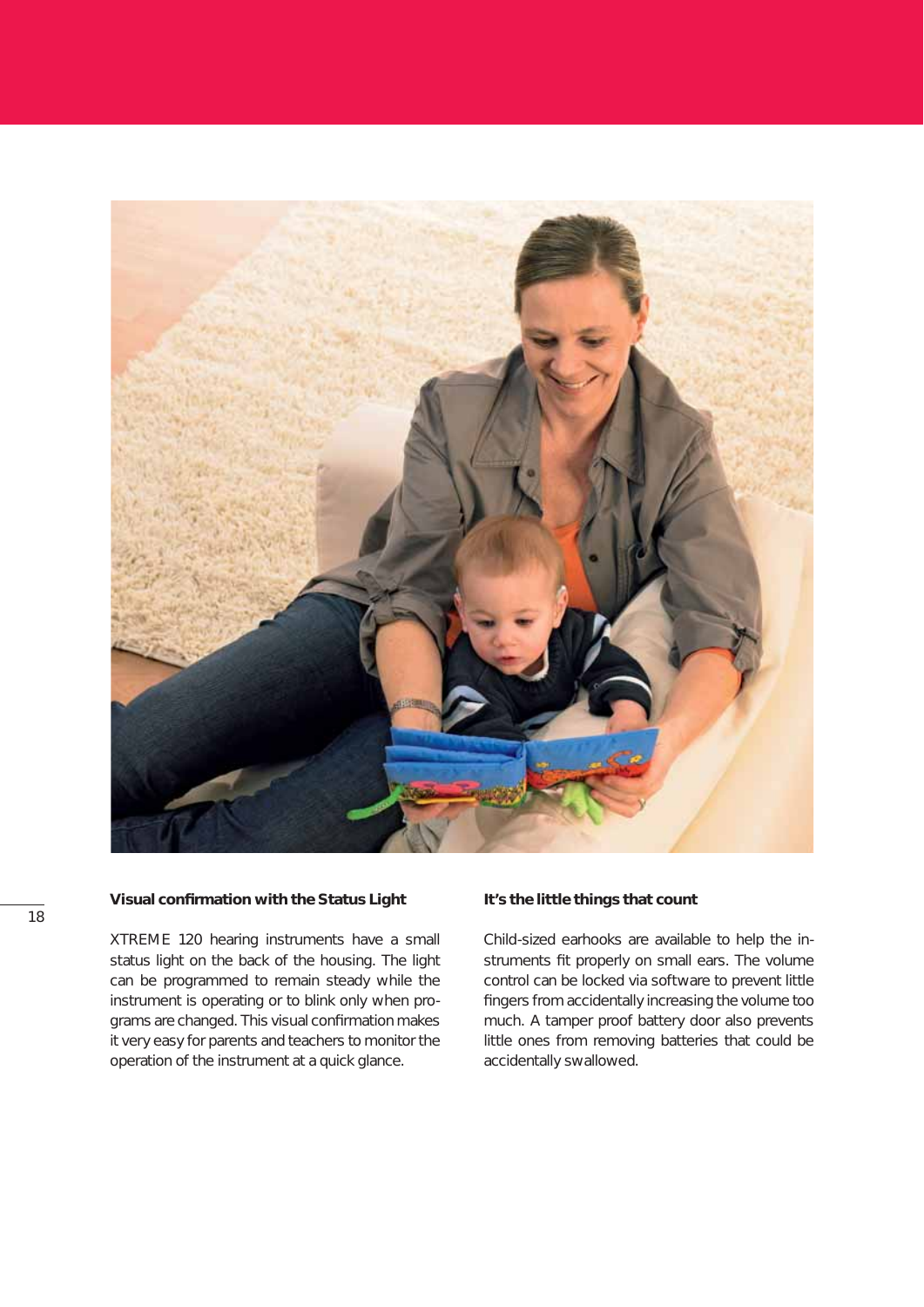### Visual confirmation with the Status Light

XTREME 120 hearing instruments have a small status light on the back of the housing. The light can be programmed to remain steady while the instrument is operating or to blink only when programs are changed. This visual confirmation makes it very easy for parents and teachers to monitor the operation of the instrument at a quick glance.

### It's the little things that count

Child-sized earhooks are available to help the instruments fit properly on small ears. The volume control can be locked via software to prevent little fingers from accidentally increasing the volume too much. A tamper proof battery door also prevents little ones from removing batteries that could be accidentally swallowed.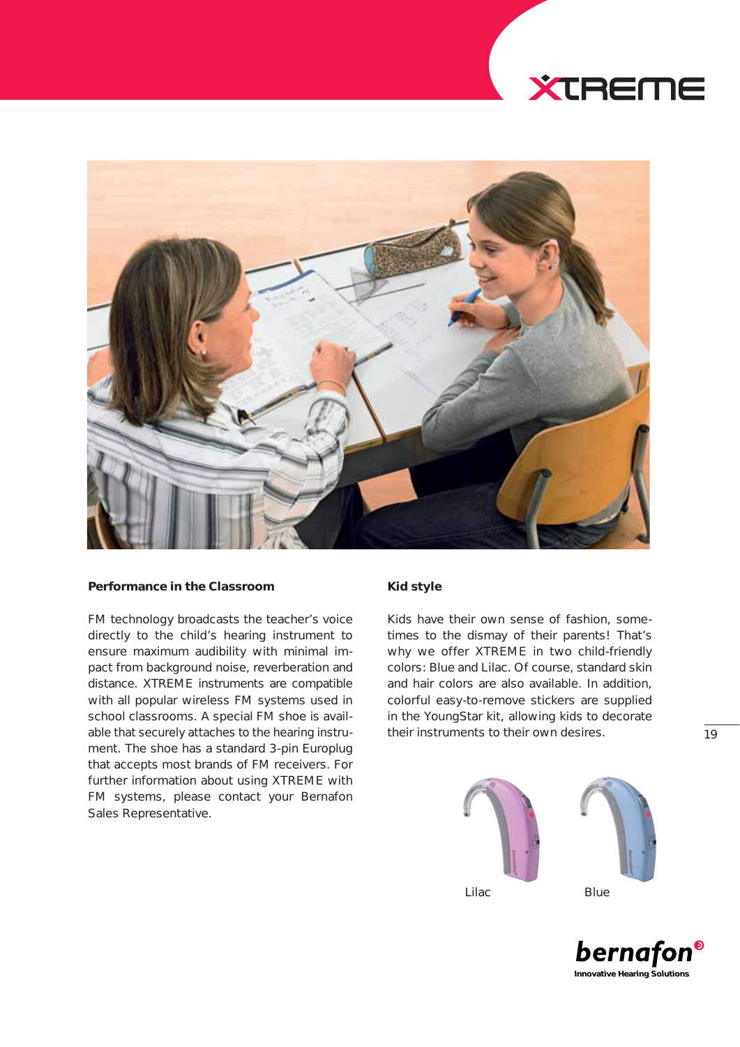## Performance in the Classroom

FM technology broadcasts the teacher's voice directly to the child's hearing instrument to ensure maximum audibility with minimal impact from background noise, reverberation and distance. XTREME instruments are compatible with all popular wireless FM systems used in school classrooms. A special FM shoe is available that securely attaches to the hearing instrument. The shoe has a standard 3-pin Europlug that accepts most brands of FM receivers. For further information about using XTREME with FM systems, please contact your Bernafon Sales Representative.

## Kid style

Kids have their own sense of fashion, sometimes to the dismay of their parents! That's why we offer XTREME in two child-friendly colors: Blue and Lilac. Of course, standard skin and hair colors are also available. In addition, colorful easy-to-remove stickers are supplied in the YoungStar kit, allowing kids to decorate their instruments to their own desires.

Lilac

Blue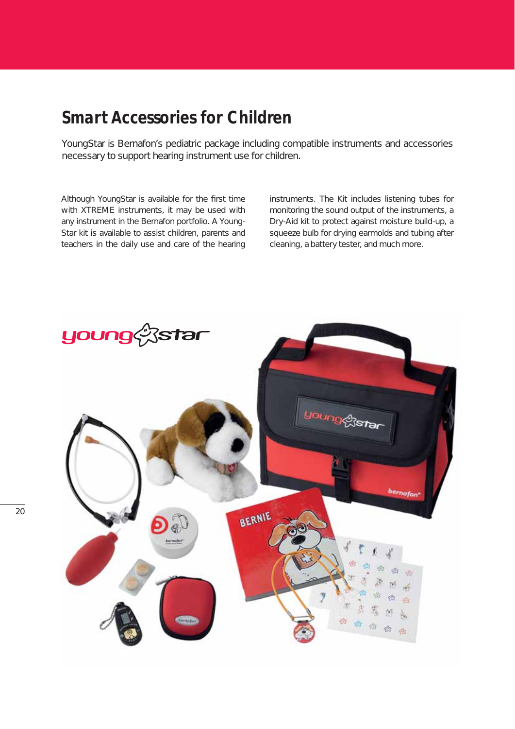## Smart Accessories for Children

YoungStar is Bernafon's pediatric package including compatible instruments and accessories necessary to support hearing instrument use for children.

Although YoungStar is available for the first time with XTREME instruments, it may be used with any instrument in the Bernafon portfolio. A YoungStar kit is available to assist children, parents and teachers in the daily use and care of the hearing instruments. The Kit includes listening tubes for monitoring the sound output of the instruments, a Dry-Aid kit to protect against moisture build-up, a squeeze bulb for drying earmolds and tubing after cleaning, a battery tester, and much more.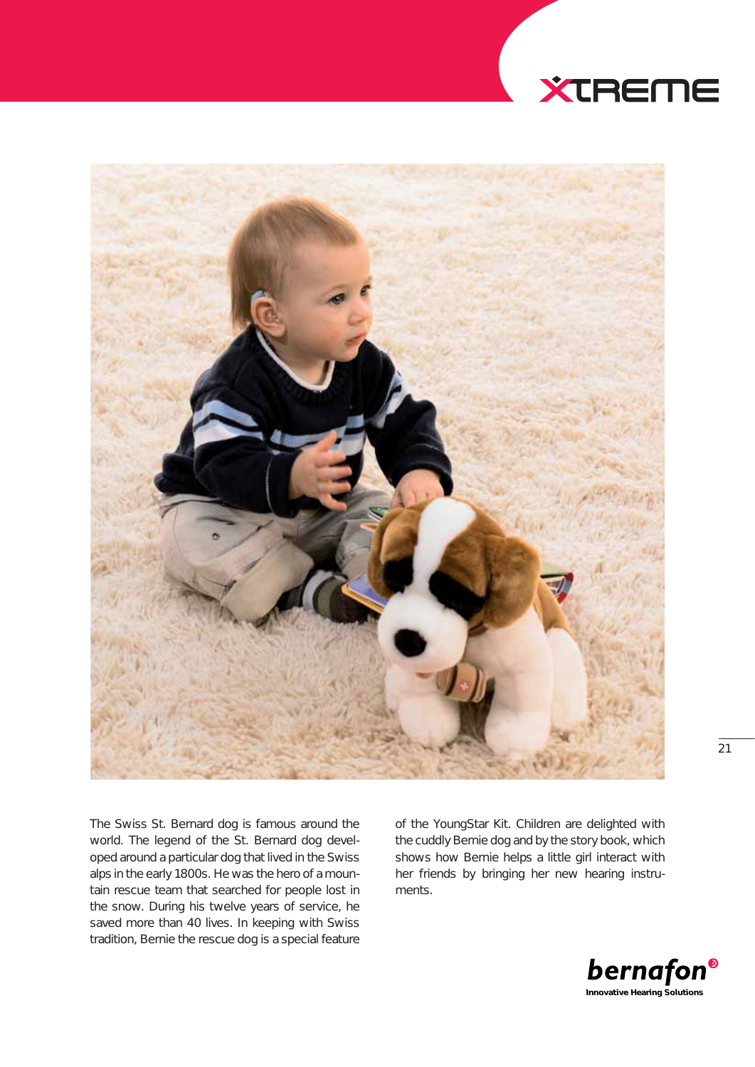XTREME

The Swiss St. Bernard dog is famous around the world. The legend of the St. Bernard dog developed around a particular dog that lived in the Swiss alps in the early 1800s. He was the hero of a mountain rescue team that searched for people lost in the snow. During his twelve years of service, he saved more than 40 lives. In keeping with Swiss tradition, Bernie the rescue dog is a special feature of the YoungStar Kit. Children are delighted with the cuddly Bernie dog and by the story book, which shows how Bernie helps a little girl interact with her friends by bringing her new hearing instruments.

bernafon
Innovative Hearing Solutions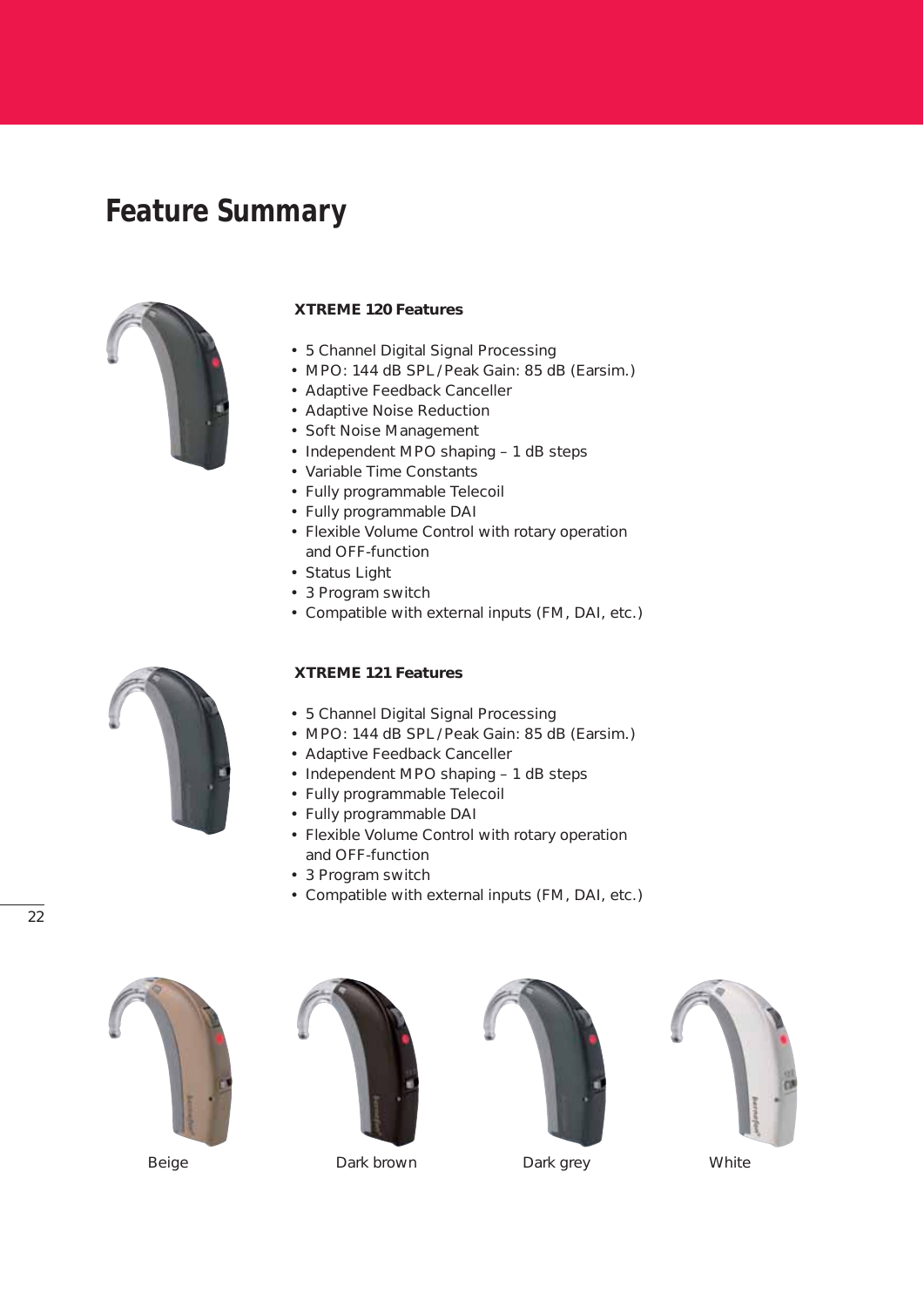# Feature Summary

**XTREME 120 Features**

- 5 Channel Digital Signal Processing
- MPO: 144 dB SPL / Peak Gain: 85 dB (Earsim.)
- Adaptive Feedback Canceller
- Adaptive Noise Reduction
- Soft Noise Management
- Independent MPO shaping – 1 dB steps
- Variable Time Constants
- Fully programmable Telecoil
- Fully programmable DAI
- Flexible Volume Control with rotary operation and OFF-function
- Status Light
- 3 Program switch
- Compatible with external inputs (FM, DAI, etc.)

**XTREME 121 Features**

- 5 Channel Digital Signal Processing
- MPO: 144 dB SPL / Peak Gain: 85 dB (Earsim.)
- Adaptive Feedback Canceller
- Independent MPO shaping – 1 dB steps
- Fully programmable Telecoil
- Fully programmable DAI
- Flexible Volume Control with rotary operation and OFF-function
- 3 Program switch
- Compatible with external inputs (FM, DAI, etc.)

Beige

Dark brown

Dark grey

White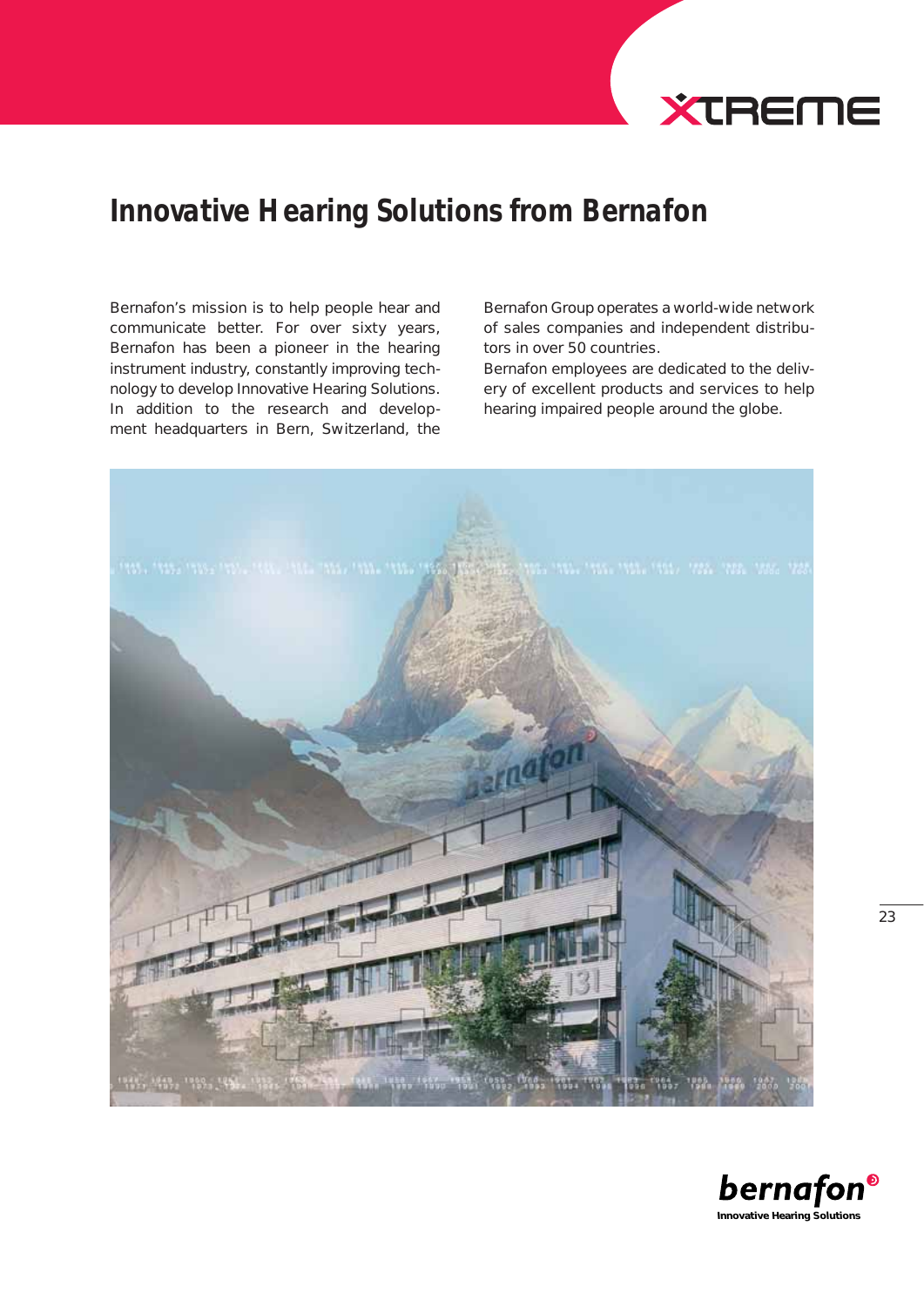# Innovative Hearing Solutions from Bernafon

Bernafon's mission is to help people hear and communicate better. For over sixty years, Bernafon has been a pioneer in the hearing instrument industry, constantly improving technology to develop Innovative Hearing Solutions. In addition to the research and development headquarters in Bern, Switzerland, the Bernafon Group operates a world-wide network of sales companies and independent distributors in over 50 countries.

Bernafon employees are dedicated to the delivery of excellent products and services to help hearing impaired people around the globe.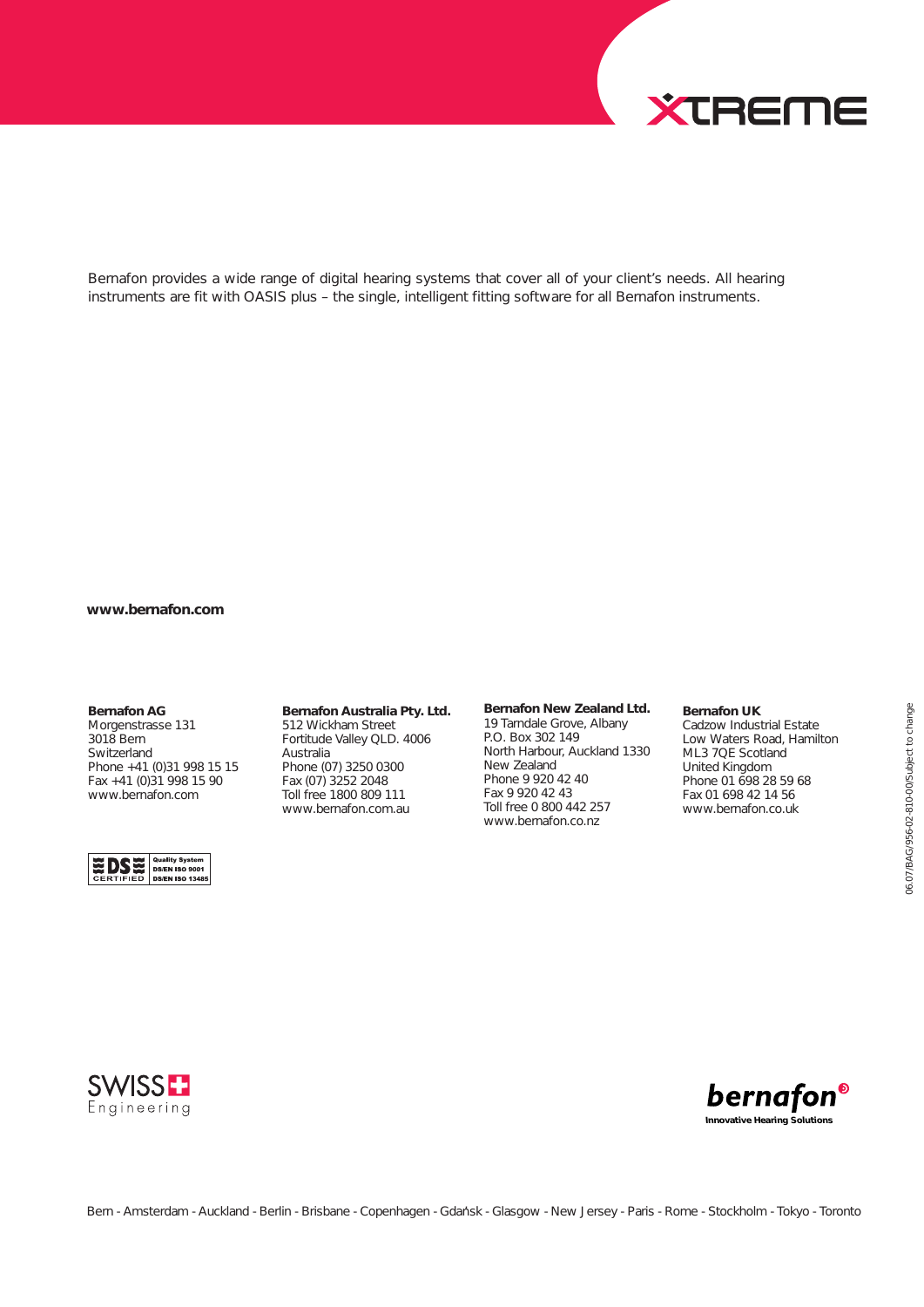XTREME

Bernafon provides a wide range of digital hearing systems that cover all of your client's needs. All hearing instruments are fit with OASIS plus – the single, intelligent fitting software for all Bernafon instruments.

**www.bernafon.com**

**Bernafon AG**
Morgenstrasse 131
3018 Bern
Switzerland
Phone +41 (0)31 998 15 15
Fax +41 (0)31 998 15 90
www.bernafon.com

**Bernafon Australia Pty. Ltd.**
512 Wickham Street
Fortitude Valley QLD. 4006
Australia
Phone (07) 3250 0300
Fax (07) 3252 2048
Toll free 1800 809 111
www.bernafon.com.au

**Bernafon New Zealand Ltd.**
19 Tarndale Grove, Albany
P.O. Box 302 149
North Harbour, Auckland 1330
New Zealand
Phone 9 920 42 40
Fax 9 920 42 43
Toll free 0 800 442 257
www.bernafon.co.nz

**Bernafon UK**
Cadzow Industrial Estate
Low Waters Road, Hamilton
ML3 7QE Scotland
United Kingdom
Phone 01 698 28 59 68
Fax 01 698 42 14 56
www.bernafon.co.uk

DS CERTIFIED – Quality System DS/EN ISO 9001 DS/EN ISO 13485

06.07/BAG/956-02-810-00/Subject to change

SWISS Engineering

bernafon®
Innovative Hearing Solutions

Bern - Amsterdam - Auckland - Berlin - Brisbane - Copenhagen - Gdańsk - Glasgow - New Jersey - Paris - Rome - Stockholm - Tokyo - Toronto